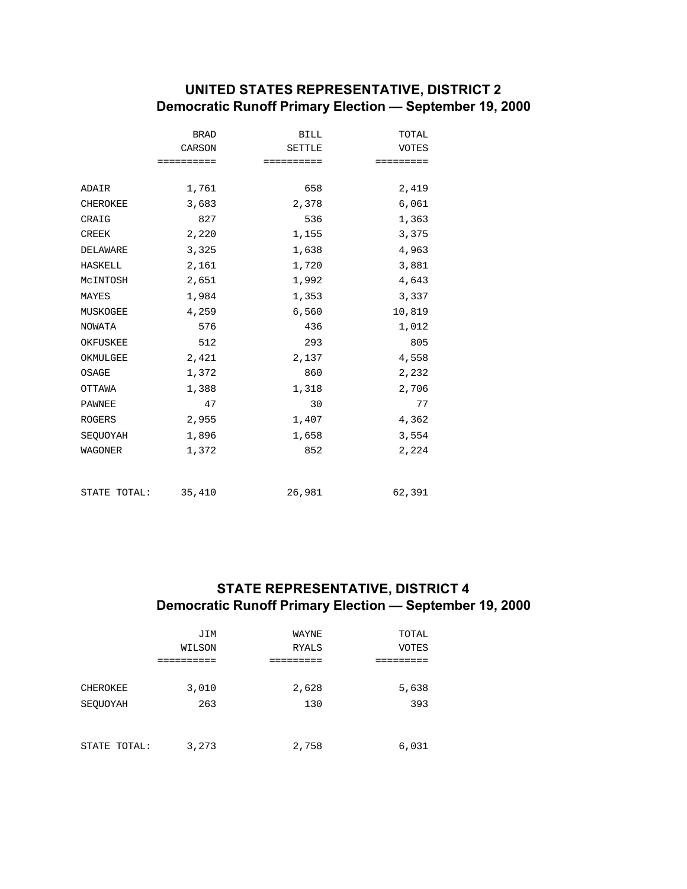## UNITED STATES REPRESENTATIVE, DISTRICT 2
## Democratic Runoff Primary Election — September 19, 2000

| | BRAD CARSON | BILL SETTLE | TOTAL VOTES |
|---|---|---|---|
| ADAIR | 1,761 | 658 | 2,419 |
| CHEROKEE | 3,683 | 2,378 | 6,061 |
| CRAIG | 827 | 536 | 1,363 |
| CREEK | 2,220 | 1,155 | 3,375 |
| DELAWARE | 3,325 | 1,638 | 4,963 |
| HASKELL | 2,161 | 1,720 | 3,881 |
| McINTOSH | 2,651 | 1,992 | 4,643 |
| MAYES | 1,984 | 1,353 | 3,337 |
| MUSKOGEE | 4,259 | 6,560 | 10,819 |
| NOWATA | 576 | 436 | 1,012 |
| OKFUSKEE | 512 | 293 | 805 |
| OKMULGEE | 2,421 | 2,137 | 4,558 |
| OSAGE | 1,372 | 860 | 2,232 |
| OTTAWA | 1,388 | 1,318 | 2,706 |
| PAWNEE | 47 | 30 | 77 |
| ROGERS | 2,955 | 1,407 | 4,362 |
| SEQUOYAH | 1,896 | 1,658 | 3,554 |
| WAGONER | 1,372 | 852 | 2,224 |
| STATE TOTAL: | 35,410 | 26,981 | 62,391 |

## STATE REPRESENTATIVE, DISTRICT 4
## Democratic Runoff Primary Election — September 19, 2000

| | JIM WILSON | WAYNE RYALS | TOTAL VOTES |
|---|---|---|---|
| CHEROKEE | 3,010 | 2,628 | 5,638 |
| SEQUOYAH | 263 | 130 | 393 |
| STATE TOTAL: | 3,273 | 2,758 | 6,031 |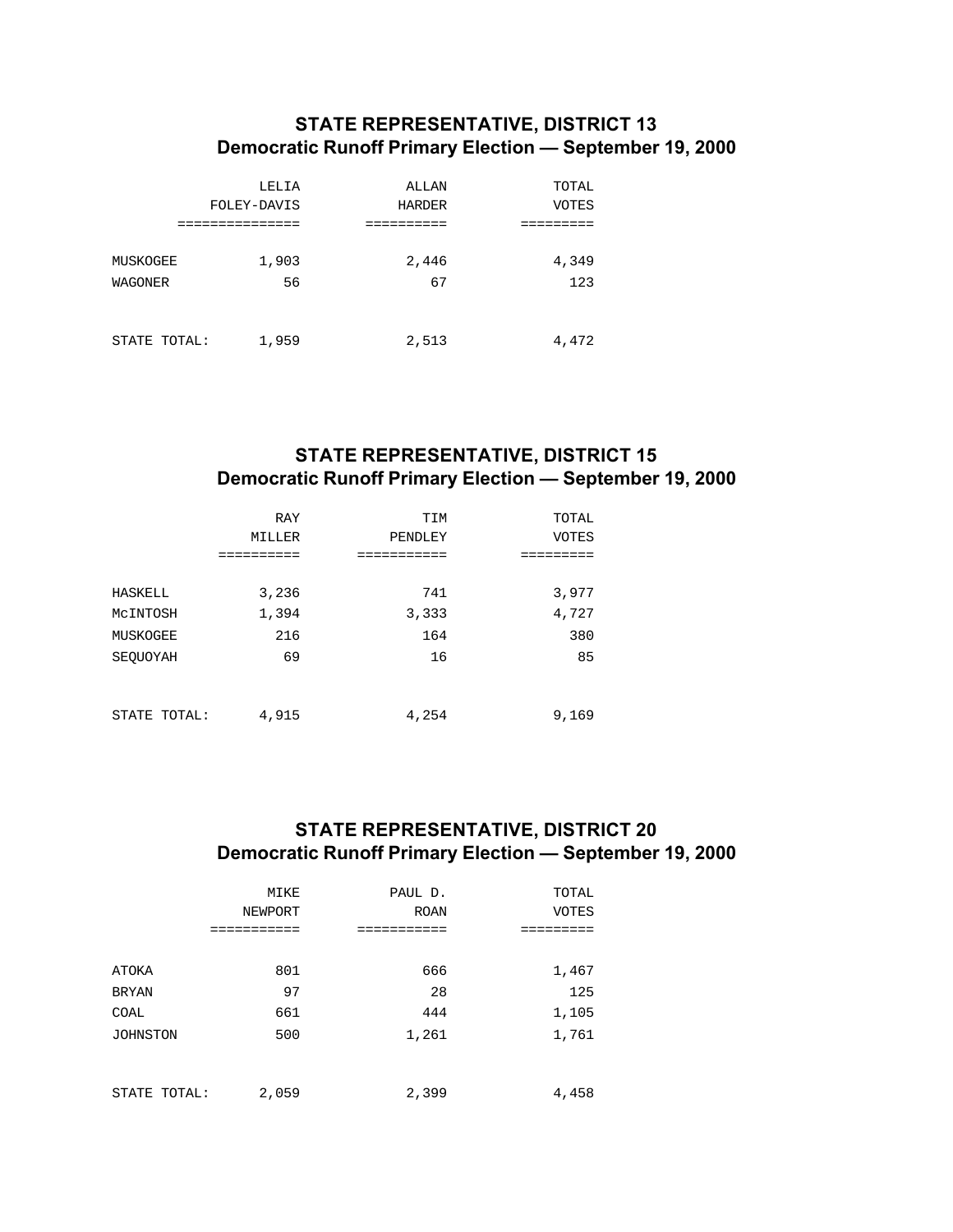## STATE REPRESENTATIVE, DISTRICT 13
## Democratic Runoff Primary Election — September 19, 2000

| | LELIA FOLEY-DAVIS | ALLAN HARDER | TOTAL VOTES |
|---|---|---|---|
| MUSKOGEE | 1,903 | 2,446 | 4,349 |
| WAGONER | 56 | 67 | 123 |
| STATE TOTAL: | 1,959 | 2,513 | 4,472 |

## STATE REPRESENTATIVE, DISTRICT 15
## Democratic Runoff Primary Election — September 19, 2000

| | RAY MILLER | TIM PENDLEY | TOTAL VOTES |
|---|---|---|---|
| HASKELL | 3,236 | 741 | 3,977 |
| McINTOSH | 1,394 | 3,333 | 4,727 |
| MUSKOGEE | 216 | 164 | 380 |
| SEQUOYAH | 69 | 16 | 85 |
| STATE TOTAL: | 4,915 | 4,254 | 9,169 |

## STATE REPRESENTATIVE, DISTRICT 20
## Democratic Runoff Primary Election — September 19, 2000

| | MIKE NEWPORT | PAUL D. ROAN | TOTAL VOTES |
|---|---|---|---|
| ATOKA | 801 | 666 | 1,467 |
| BRYAN | 97 | 28 | 125 |
| COAL | 661 | 444 | 1,105 |
| JOHNSTON | 500 | 1,261 | 1,761 |
| STATE TOTAL: | 2,059 | 2,399 | 4,458 |